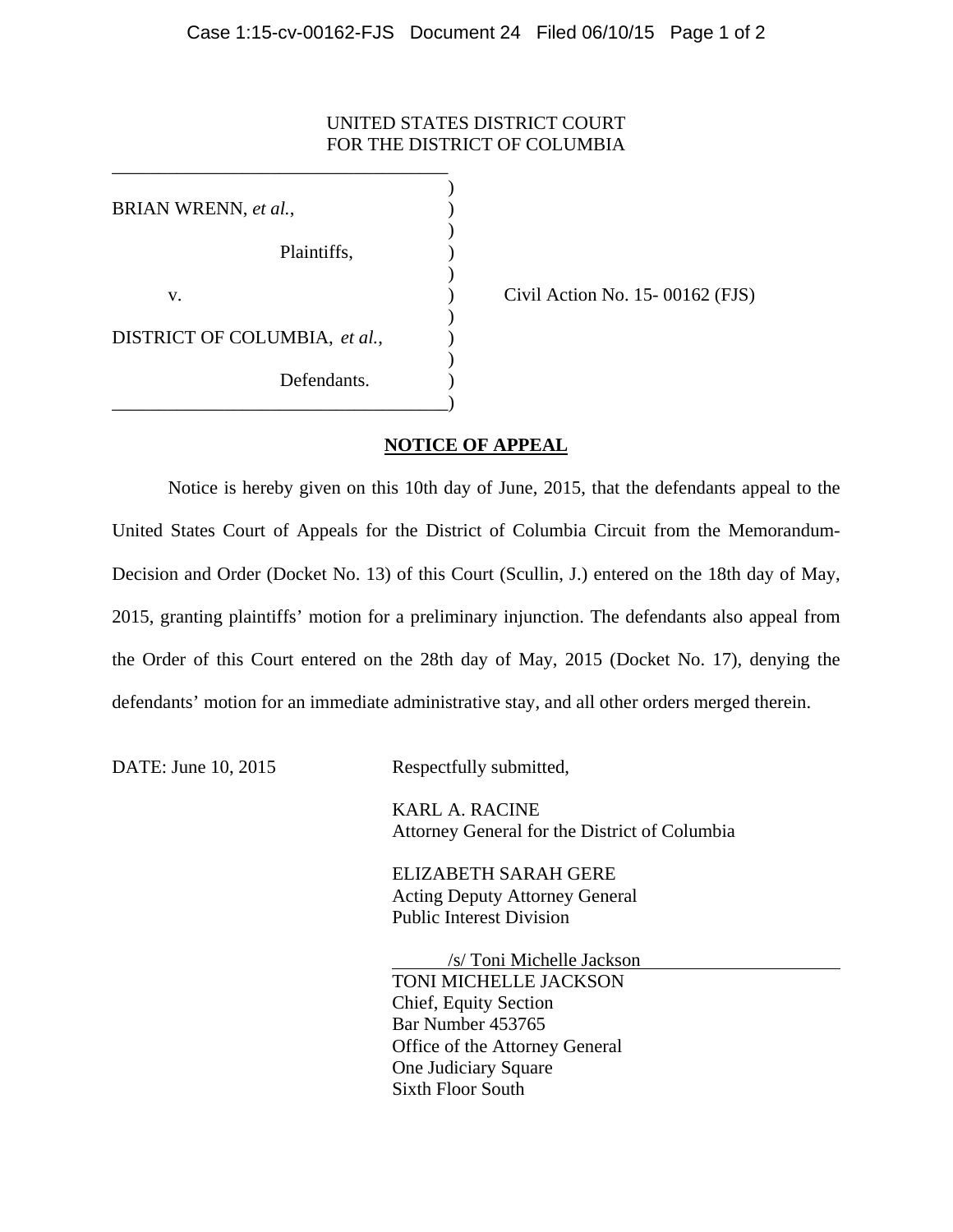UNITED STATES DISTRICT COURT
FOR THE DISTRICT OF COLUMBIA

BRIAN WRENN, *et al.*,

Plaintiffs,

v.

DISTRICT OF COLUMBIA, *et al.*,

Defendants.

Civil Action No. 15- 00162 (FJS)

## **NOTICE OF APPEAL**

Notice is hereby given on this 10th day of June, 2015, that the defendants appeal to the United States Court of Appeals for the District of Columbia Circuit from the Memorandum-Decision and Order (Docket No. 13) of this Court (Scullin, J.) entered on the 18th day of May, 2015, granting plaintiffs' motion for a preliminary injunction. The defendants also appeal from the Order of this Court entered on the 28th day of May, 2015 (Docket No. 17), denying the defendants' motion for an immediate administrative stay, and all other orders merged therein.

DATE: June 10, 2015

Respectfully submitted,

KARL A. RACINE
Attorney General for the District of Columbia

ELIZABETH SARAH GERE
Acting Deputy Attorney General
Public Interest Division

/s/ Toni Michelle Jackson
TONI MICHELLE JACKSON
Chief, Equity Section
Bar Number 453765
Office of the Attorney General
One Judiciary Square
Sixth Floor South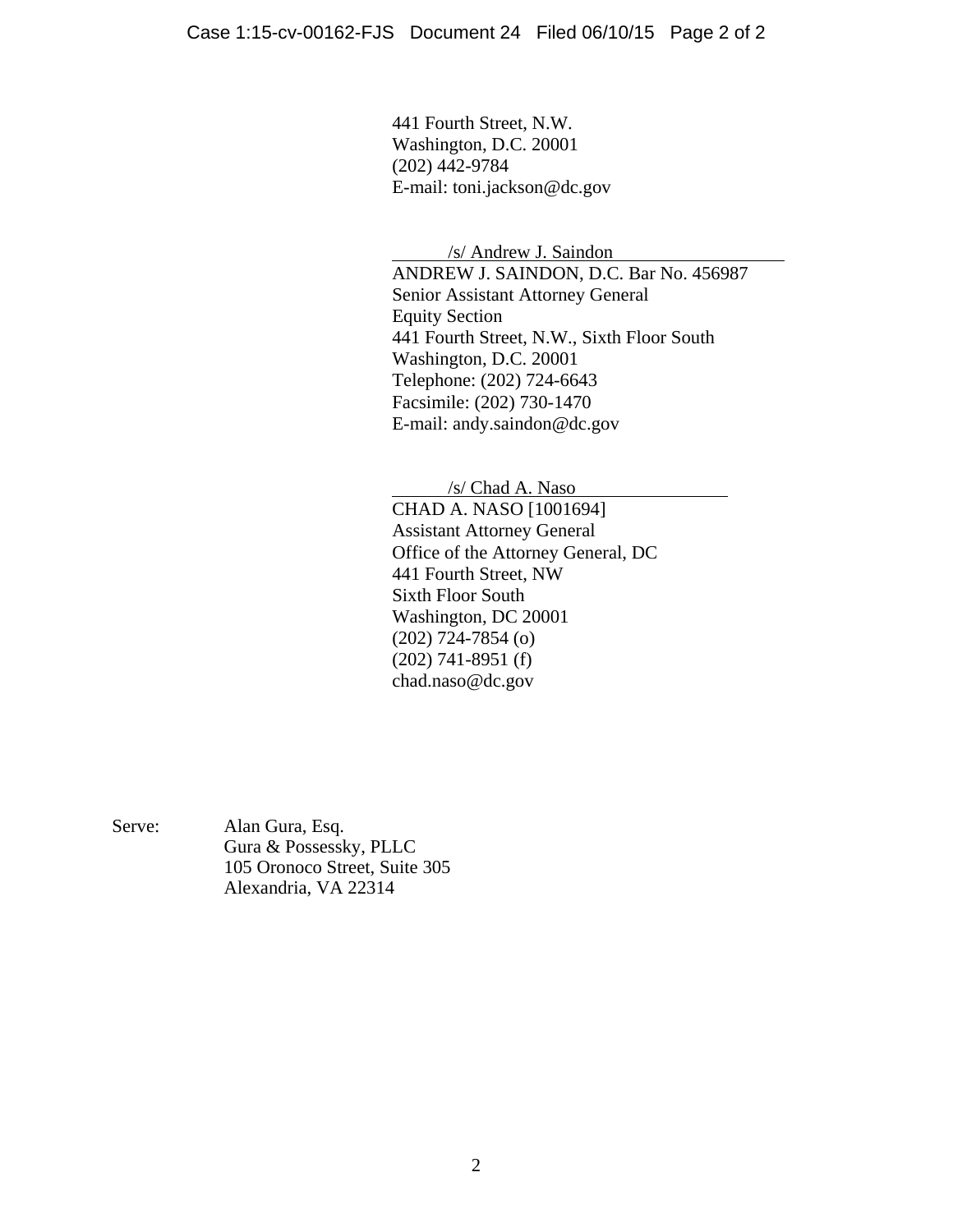441 Fourth Street, N.W.
Washington, D.C. 20001
(202) 442-9784
E-mail: toni.jackson@dc.gov

/s/ Andrew J. Saindon
ANDREW J. SAINDON, D.C. Bar No. 456987
Senior Assistant Attorney General
Equity Section
441 Fourth Street, N.W., Sixth Floor South
Washington, D.C. 20001
Telephone: (202) 724-6643
Facsimile: (202) 730-1470
E-mail: andy.saindon@dc.gov

/s/ Chad A. Naso
CHAD A. NASO [1001694]
Assistant Attorney General
Office of the Attorney General, DC
441 Fourth Street, NW
Sixth Floor South
Washington, DC 20001
(202) 724-7854 (o)
(202) 741-8951 (f)
chad.naso@dc.gov

Serve: Alan Gura, Esq.
Gura & Possessky, PLLC
105 Oronoco Street, Suite 305
Alexandria, VA 22314